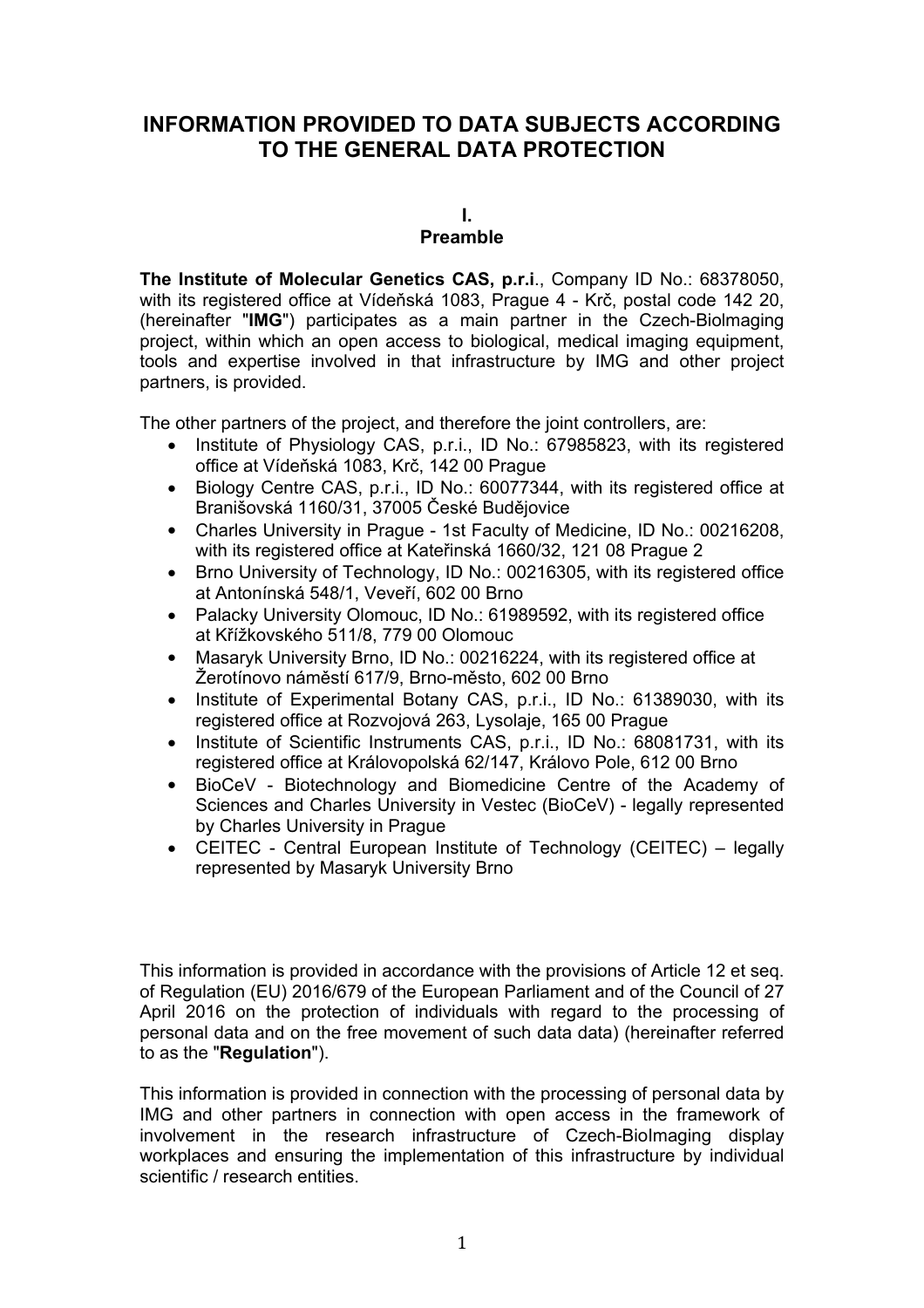# INFORMATION PROVIDED TO DATA SUBJECTS ACCORDING TO THE GENERAL DATA PROTECTION

## I.
## Preamble

**The Institute of Molecular Genetics CAS, p.r.i**., Company ID No.: 68378050, with its registered office at Vídeňská 1083, Prague 4 - Krč, postal code 142 20, (hereinafter "**IMG**") participates as a main partner in the Czech-BioImaging project, within which an open access to biological, medical imaging equipment, tools and expertise involved in that infrastructure by IMG and other project partners, is provided.

The other partners of the project, and therefore the joint controllers, are:

- Institute of Physiology CAS, p.r.i., ID No.: 67985823, with its registered office at Vídeňská 1083, Krč, 142 00 Prague
- Biology Centre CAS, p.r.i., ID No.: 60077344, with its registered office at Branišovská 1160/31, 37005 České Budějovice
- Charles University in Prague - 1st Faculty of Medicine, ID No.: 00216208, with its registered office at Kateřinská 1660/32, 121 08 Prague 2
- Brno University of Technology, ID No.: 00216305, with its registered office at Antonínská 548/1, Veveří, 602 00 Brno
- Palacky University Olomouc, ID No.: 61989592, with its registered office at Křížkovského 511/8, 779 00 Olomouc
- Masaryk University Brno, ID No.: 00216224, with its registered office at Žerotínovo náměstí 617/9, Brno-město, 602 00 Brno
- Institute of Experimental Botany CAS, p.r.i., ID No.: 61389030, with its registered office at Rozvojová 263, Lysolaje, 165 00 Prague
- Institute of Scientific Instruments CAS, p.r.i., ID No.: 68081731, with its registered office at Královopolská 62/147, Královo Pole, 612 00 Brno
- BioCeV - Biotechnology and Biomedicine Centre of the Academy of Sciences and Charles University in Vestec (BioCeV) - legally represented by Charles University in Prague
- CEITEC - Central European Institute of Technology (CEITEC) – legally represented by Masaryk University Brno

This information is provided in accordance with the provisions of Article 12 et seq. of Regulation (EU) 2016/679 of the European Parliament and of the Council of 27 April 2016 on the protection of individuals with regard to the processing of personal data and on the free movement of such data data) (hereinafter referred to as the "**Regulation**").

This information is provided in connection with the processing of personal data by IMG and other partners in connection with open access in the framework of involvement in the research infrastructure of Czech-BioImaging display workplaces and ensuring the implementation of this infrastructure by individual scientific / research entities.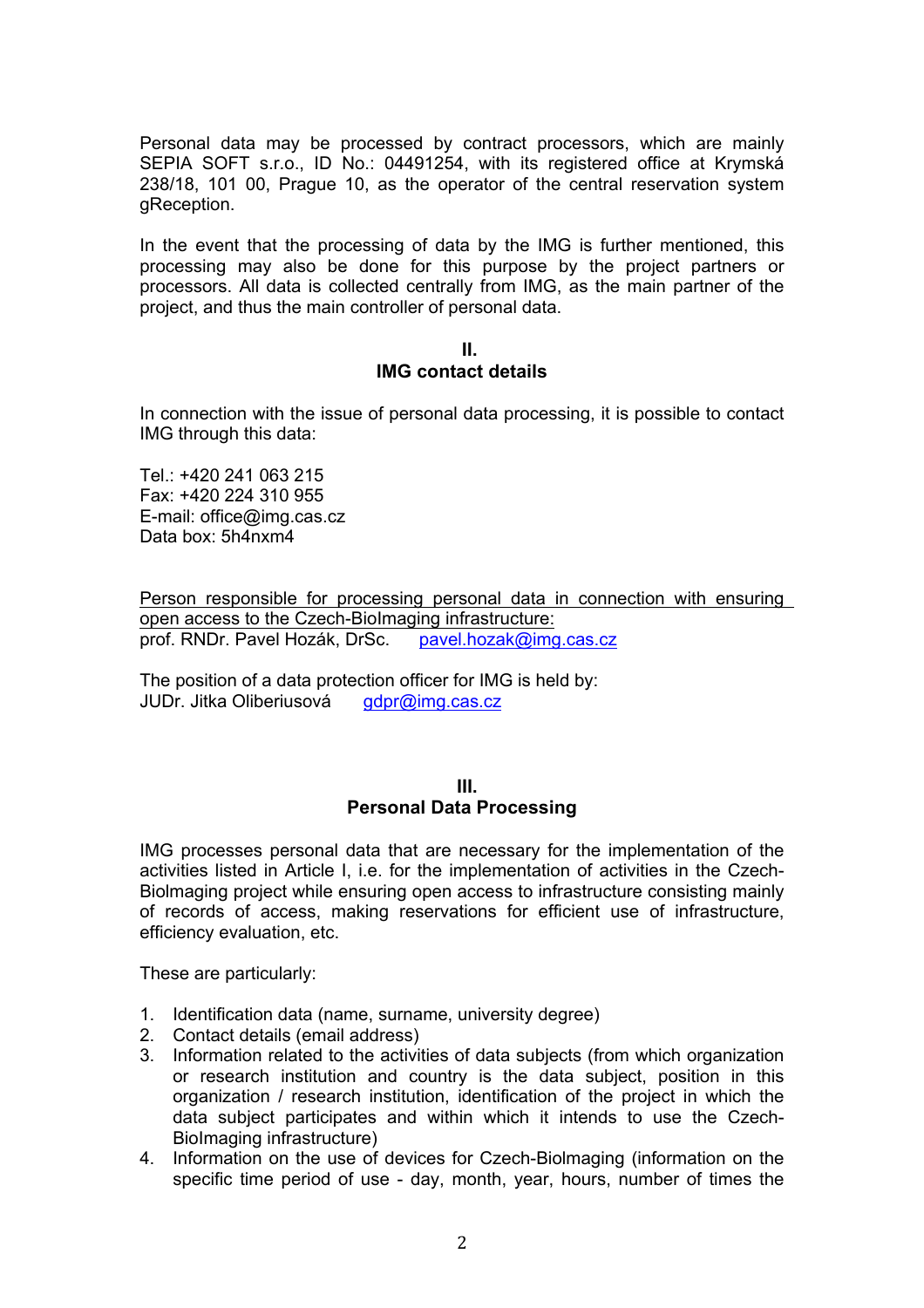Personal data may be processed by contract processors, which are mainly SEPIA SOFT s.r.o., ID No.: 04491254, with its registered office at Krymská 238/18, 101 00, Prague 10, as the operator of the central reservation system gReception.

In the event that the processing of data by the IMG is further mentioned, this processing may also be done for this purpose by the project partners or processors. All data is collected centrally from IMG, as the main partner of the project, and thus the main controller of personal data.

## II.
## IMG contact details

In connection with the issue of personal data processing, it is possible to contact IMG through this data:

Tel.: +420 241 063 215
Fax: +420 224 310 955
E-mail: office@img.cas.cz
Data box: 5h4nxm4

Person responsible for processing personal data in connection with ensuring open access to the Czech-BioImaging infrastructure:
prof. RNDr. Pavel Hozák, DrSc. pavel.hozak@img.cas.cz

The position of a data protection officer for IMG is held by:
JUDr. Jitka Oliberiusová gdpr@img.cas.cz

## III.
## Personal Data Processing

IMG processes personal data that are necessary for the implementation of the activities listed in Article I, i.e. for the implementation of activities in the Czech-BioImaging project while ensuring open access to infrastructure consisting mainly of records of access, making reservations for efficient use of infrastructure, efficiency evaluation, etc.

These are particularly:

1. Identification data (name, surname, university degree)
2. Contact details (email address)
3. Information related to the activities of data subjects (from which organization or research institution and country is the data subject, position in this organization / research institution, identification of the project in which the data subject participates and within which it intends to use the Czech-BioImaging infrastructure)
4. Information on the use of devices for Czech-BioImaging (information on the specific time period of use - day, month, year, hours, number of times the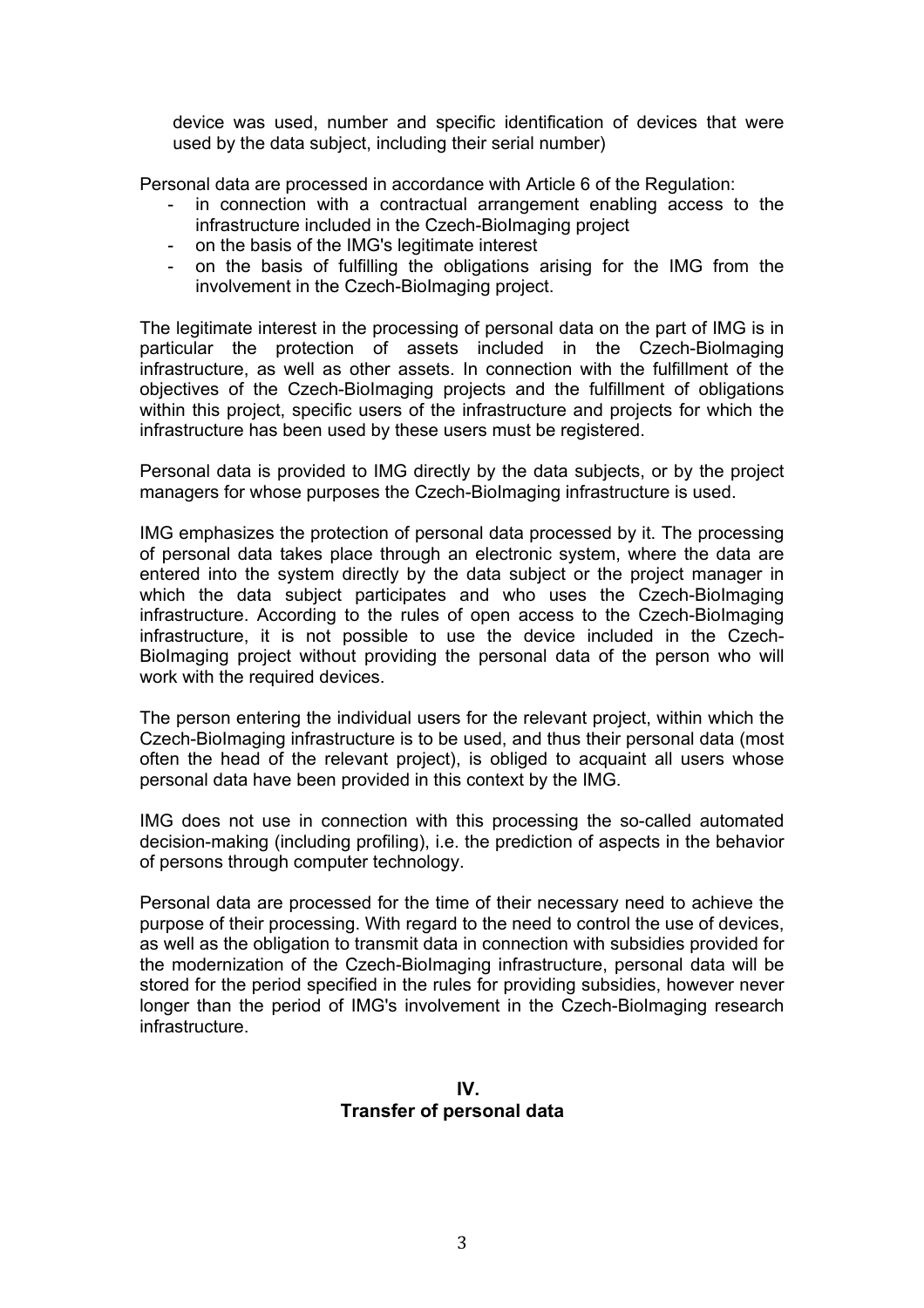device was used, number and specific identification of devices that were used by the data subject, including their serial number)

Personal data are processed in accordance with Article 6 of the Regulation:

- in connection with a contractual arrangement enabling access to the infrastructure included in the Czech-BioImaging project
- on the basis of the IMG's legitimate interest
- on the basis of fulfilling the obligations arising for the IMG from the involvement in the Czech-BioImaging project.

The legitimate interest in the processing of personal data on the part of IMG is in particular the protection of assets included in the Czech-Biolmaging infrastructure, as well as other assets. In connection with the fulfillment of the objectives of the Czech-BioImaging projects and the fulfillment of obligations within this project, specific users of the infrastructure and projects for which the infrastructure has been used by these users must be registered.

Personal data is provided to IMG directly by the data subjects, or by the project managers for whose purposes the Czech-BioImaging infrastructure is used.

IMG emphasizes the protection of personal data processed by it. The processing of personal data takes place through an electronic system, where the data are entered into the system directly by the data subject or the project manager in which the data subject participates and who uses the Czech-BioImaging infrastructure. According to the rules of open access to the Czech-BioImaging infrastructure, it is not possible to use the device included in the Czech-BioImaging project without providing the personal data of the person who will work with the required devices.

The person entering the individual users for the relevant project, within which the Czech-BioImaging infrastructure is to be used, and thus their personal data (most often the head of the relevant project), is obliged to acquaint all users whose personal data have been provided in this context by the IMG.

IMG does not use in connection with this processing the so-called automated decision-making (including profiling), i.e. the prediction of aspects in the behavior of persons through computer technology.

Personal data are processed for the time of their necessary need to achieve the purpose of their processing. With regard to the need to control the use of devices, as well as the obligation to transmit data in connection with subsidies provided for the modernization of the Czech-BioImaging infrastructure, personal data will be stored for the period specified in the rules for providing subsidies, however never longer than the period of IMG's involvement in the Czech-BioImaging research infrastructure.

## IV.
## Transfer of personal data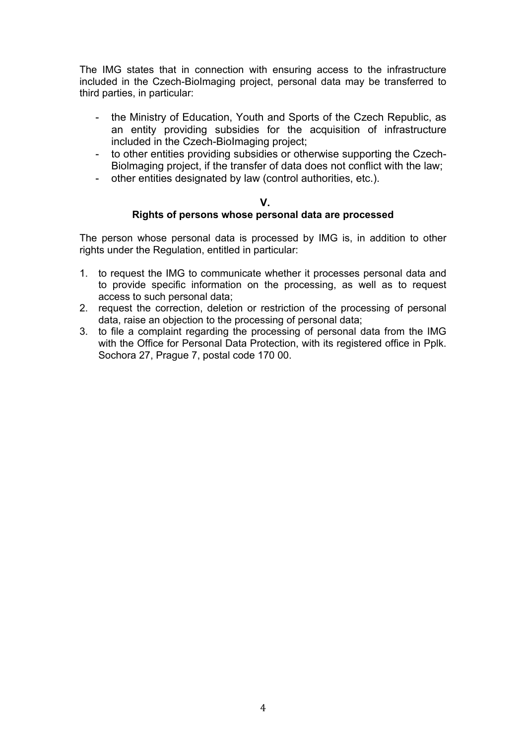The IMG states that in connection with ensuring access to the infrastructure included in the Czech-BioImaging project, personal data may be transferred to third parties, in particular:

- the Ministry of Education, Youth and Sports of the Czech Republic, as an entity providing subsidies for the acquisition of infrastructure included in the Czech-BioImaging project;
- to other entities providing subsidies or otherwise supporting the Czech-BioImaging project, if the transfer of data does not conflict with the law;
- other entities designated by law (control authorities, etc.).

## V.
## Rights of persons whose personal data are processed

The person whose personal data is processed by IMG is, in addition to other rights under the Regulation, entitled in particular:

1. to request the IMG to communicate whether it processes personal data and to provide specific information on the processing, as well as to request access to such personal data;
2. request the correction, deletion or restriction of the processing of personal data, raise an objection to the processing of personal data;
3. to file a complaint regarding the processing of personal data from the IMG with the Office for Personal Data Protection, with its registered office in Pplk. Sochora 27, Prague 7, postal code 170 00.